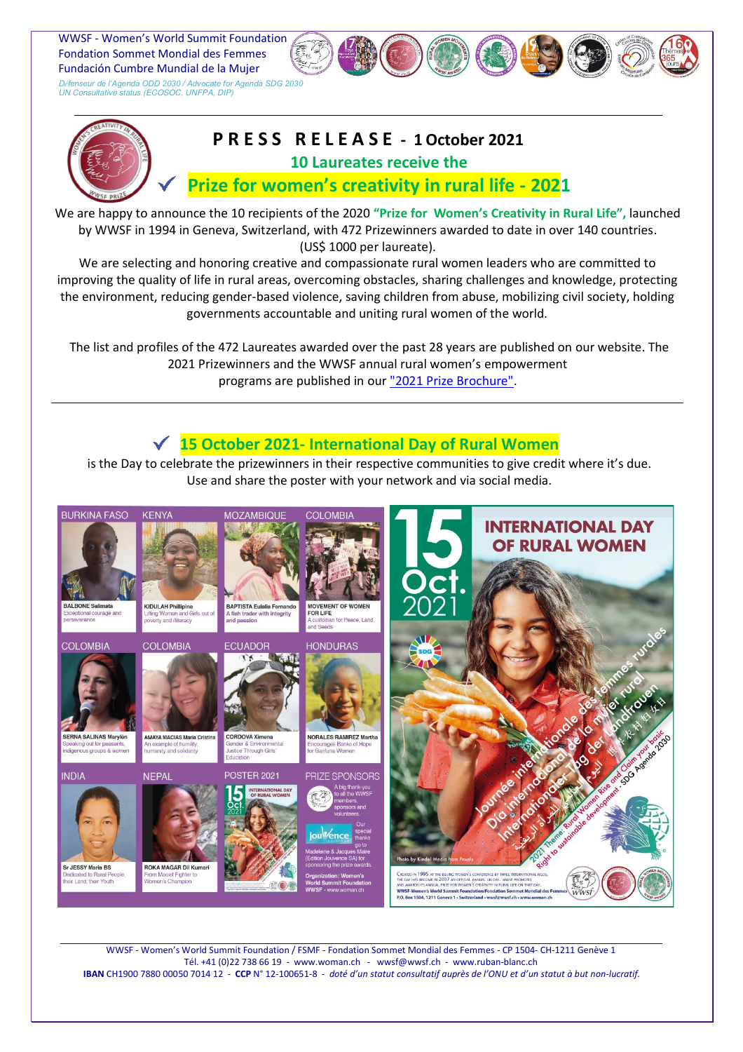WWSF - Women's World Summit Foundation
Fondation Sommet Mondial des Femmes
Fundación Cumbre Mundial de la Mujer

*Défenseur de l'Agenda ODD 2030 / Advocate for Agenda SDG 2030*
*UN Consultative status (ECOSOC, UNFPA, DIP)*

# PRESS RELEASE - 1 October 2021

## 10 Laureates receive the

## Prize for women's creativity in rural life - 2021

We are happy to announce the 10 recipients of the 2020 **"Prize for Women's Creativity in Rural Life",** launched by WWSF in 1994 in Geneva, Switzerland, with 472 Prizewinners awarded to date in over 140 countries. (US$ 1000 per laureate).

We are selecting and honoring creative and compassionate rural women leaders who are committed to improving the quality of life in rural areas, overcoming obstacles, sharing challenges and knowledge, protecting the environment, reducing gender-based violence, saving children from abuse, mobilizing civil society, holding governments accountable and uniting rural women of the world.

The list and profiles of the 472 Laureates awarded over the past 28 years are published on our website. The 2021 Prizewinners and the WWSF annual rural women's empowerment programs are published in our "2021 Prize Brochure".

## 15 October 2021- International Day of Rural Women

is the Day to celebrate the prizewinners in their respective communities to give credit where it's due. Use and share the poster with your network and via social media.

| Country | Laureate |
|---|---|
| BURKINA FASO | BALBONE Salimata – Exceptional courage and perseverance |
| KENYA | KIDULAH Phillipine – Lifting Women and Girls out of poverty and illiteracy |
| MOZAMBIQUE | BAPTISTA Eulalia Fernando – A fish trader with integrity and passion |
| COLOMBIA | MOVEMENT OF WOMEN FOR LIFE – A custodian for Peace, Land, and Seeds |
| COLOMBIA | SERNA SALINAS Marylèn – Speaking out for peasants, indigenous groups & women |
| COLOMBIA | AMAYA MACIAS Maria Cristina – An example of humility, humanity and solidarity |
| ECUADOR | CORDOVA Ximena – Gender & Environmental Justice Through Girls' Education |
| HONDURAS | NORALES RAMIREZ Martha – Encourages Banks of Hope for Garifuna Women |
| INDIA | Sr JESSY Maria BS – Dedicated to Rural People, their Land, their Youth |
| NEPAL | ROKA MAGAR Dil Kumari – From Maoist Fighter to Women's Champion |

POSTER 2021

PRIZE SPONSORS: A big thank-you to all the WWSF members, sponsors and volunteers. Our special thanks go to Madeleine & Jacques Maire (Edition Jouvence SA) for sponsoring the prize awards.

Organization: Women's World Summit Foundation WWSF - www.woman.ch

15 Oct. 2021 – INTERNATIONAL DAY OF RURAL WOMEN

2021 Theme: Rural Women Rise and Claim your basic Right to sustainable development - SDG Agenda 2030

Photo by Kindel Media from Pexels

WWSF - Women's World Summit Foundation / FSMF - Fondation Sommet Mondial des Femmes - CP 1504- CH-1211 Genève 1
Tél. +41 (0)22 738 66 19 - www.woman.ch - wwsf@wwsf.ch - www.ruban-blanc.ch
**IBAN** CH1900 7880 00050 7014 12 - **CCP** N° 12-100651-8 - *doté d'un statut consultatif auprès de l'ONU et d'un statut à but non-lucratif.*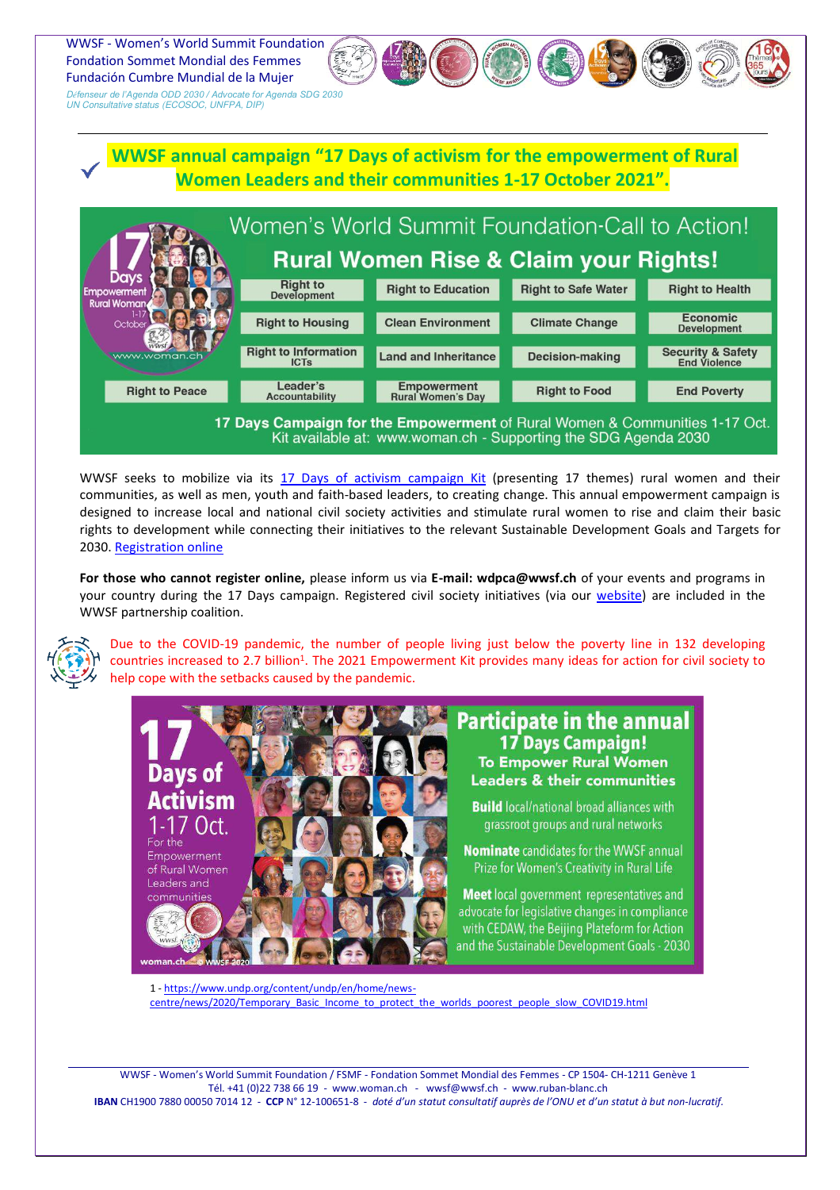WWSF - Women's World Summit Foundation
Fondation Sommet Mondial des Femmes
Fundación Cumbre Mundial de la Mujer
*Défenseur de l'Agenda ODD 2030 / Advocate for Agenda SDG 2030*
*UN Consultative status (ECOSOC, UNFPA, DIP)*

## ✓ WWSF annual campaign "17 Days of activism for the empowerment of Rural Women Leaders and their communities 1-17 October 2021".

Women's World Summit Foundation-Call to Action!

**Rural Women Rise & Claim your Rights!**

17 Days Empowerment Rural Woman 1-17 October – www.woman.ch

| | | | |
|---|---|---|---|
| Right to Development | Right to Education | Right to Safe Water | Right to Health |
| Right to Housing | Clean Environment | Climate Change | Economic Development |
| Right to Information ICTs | Land and Inheritance | Decision-making | Security & Safety End Violence |
| Right to Peace | Leader's Accountability | Empowerment Rural Women's Day | Right to Food | End Poverty |

**17 Days Campaign for the Empowerment** of Rural Women & Communities 1-17 Oct.
Kit available at: www.woman.ch - Supporting the SDG Agenda 2030

WWSF seeks to mobilize via its 17 Days of activism campaign Kit (presenting 17 themes) rural women and their communities, as well as men, youth and faith-based leaders, to creating change. This annual empowerment campaign is designed to increase local and national civil society activities and stimulate rural women to rise and claim their basic rights to development while connecting their initiatives to the relevant Sustainable Development Goals and Targets for 2030. Registration online

**For those who cannot register online,** please inform us via **E-mail: wdpca@wwsf.ch** of your events and programs in your country during the 17 Days campaign. Registered civil society initiatives (via our website) are included in the WWSF partnership coalition.

Due to the COVID-19 pandemic, the number of people living just below the poverty line in 132 developing countries increased to 2.7 billion[1]. The 2021 Empowerment Kit provides many ideas for action for civil society to help cope with the setbacks caused by the pandemic.

**17 Days of Activism** 1-17 Oct. For the Empowerment of Rural Women Leaders and communities

woman.ch – WWSF 2020

**Participate in the annual 17 Days Campaign!**
**To Empower Rural Women Leaders & their communities**

**Build** local/national broad alliances with grassroot groups and rural networks

**Nominate** candidates for the WWSF annual Prize for Women's Creativity in Rural Life

**Meet** local government representatives and advocate for legislative changes in compliance with CEDAW, the Beijing Plateform for Action and the Sustainable Development Goals - 2030

1 - https://www.undp.org/content/undp/en/home/news-centre/news/2020/Temporary_Basic_Income_to_protect_the_worlds_poorest_people_slow_COVID19.html

WWSF - Women's World Summit Foundation / FSMF - Fondation Sommet Mondial des Femmes - CP 1504- CH-1211 Genève 1
Tél. +41 (0)22 738 66 19 - www.woman.ch - wwsf@wwsf.ch - www.ruban-blanc.ch
**IBAN** CH1900 7880 00050 7014 12 - **CCP** N° 12-100651-8 - *doté d'un statut consultatif auprès de l'ONU et d'un statut à but non-lucratif.*